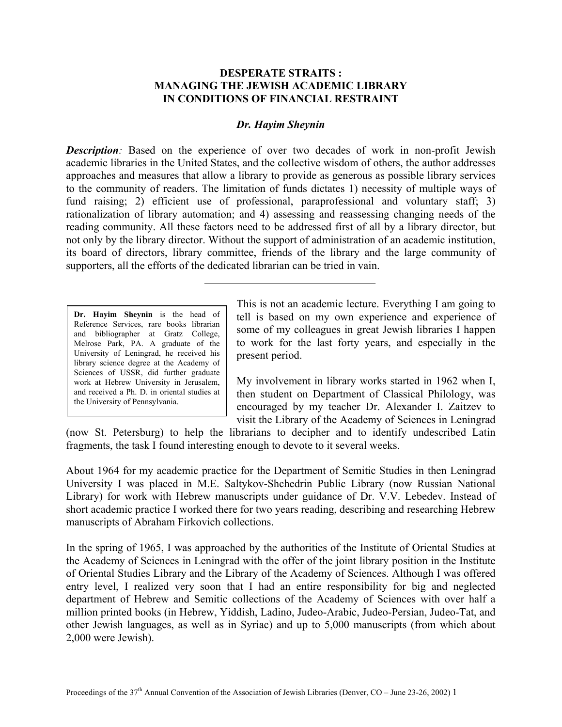# DESPERATE STRAITS : MANAGING THE JEWISH ACADEMIC LIBRARY IN CONDITIONS OF FINANCIAL RESTRAINT

***Dr. Hayim Sheynin***

***Description**:* Based on the experience of over two decades of work in non-profit Jewish academic libraries in the United States, and the collective wisdom of others, the author addresses approaches and measures that allow a library to provide as generous as possible library services to the community of readers. The limitation of funds dictates 1) necessity of multiple ways of fund raising; 2) efficient use of professional, paraprofessional and voluntary staff; 3) rationalization of library automation; and 4) assessing and reassessing changing needs of the reading community. All these factors need to be addressed first of all by a library director, but not only by the library director. Without the support of administration of an academic institution, its board of directors, library committee, friends of the library and the large community of supporters, all the efforts of the dedicated librarian can be tried in vain.

---

> **Dr. Hayim Sheynin** is the head of Reference Services, rare books librarian and bibliographer at Gratz College, Melrose Park, PA. A graduate of the University of Leningrad, he received his library science degree at the Academy of Sciences of USSR, did further graduate work at Hebrew University in Jerusalem, and received a Ph. D. in oriental studies at the University of Pennsylvania.

This is not an academic lecture. Everything I am going to tell is based on my own experience and experience of some of my colleagues in great Jewish libraries I happen to work for the last forty years, and especially in the present period.

My involvement in library works started in 1962 when I, then student on Department of Classical Philology, was encouraged by my teacher Dr. Alexander I. Zaitzev to visit the Library of the Academy of Sciences in Leningrad (now St. Petersburg) to help the librarians to decipher and to identify undescribed Latin fragments, the task I found interesting enough to devote to it several weeks.

About 1964 for my academic practice for the Department of Semitic Studies in then Leningrad University I was placed in M.E. Saltykov-Shchedrin Public Library (now Russian National Library) for work with Hebrew manuscripts under guidance of Dr. V.V. Lebedev. Instead of short academic practice I worked there for two years reading, describing and researching Hebrew manuscripts of Abraham Firkovich collections.

In the spring of 1965, I was approached by the authorities of the Institute of Oriental Studies at the Academy of Sciences in Leningrad with the offer of the joint library position in the Institute of Oriental Studies Library and the Library of the Academy of Sciences. Although I was offered entry level, I realized very soon that I had an entire responsibility for big and neglected department of Hebrew and Semitic collections of the Academy of Sciences with over half a million printed books (in Hebrew, Yiddish, Ladino, Judeo-Arabic, Judeo-Persian, Judeo-Tat, and other Jewish languages, as well as in Syriac) and up to 5,000 manuscripts (from which about 2,000 were Jewish).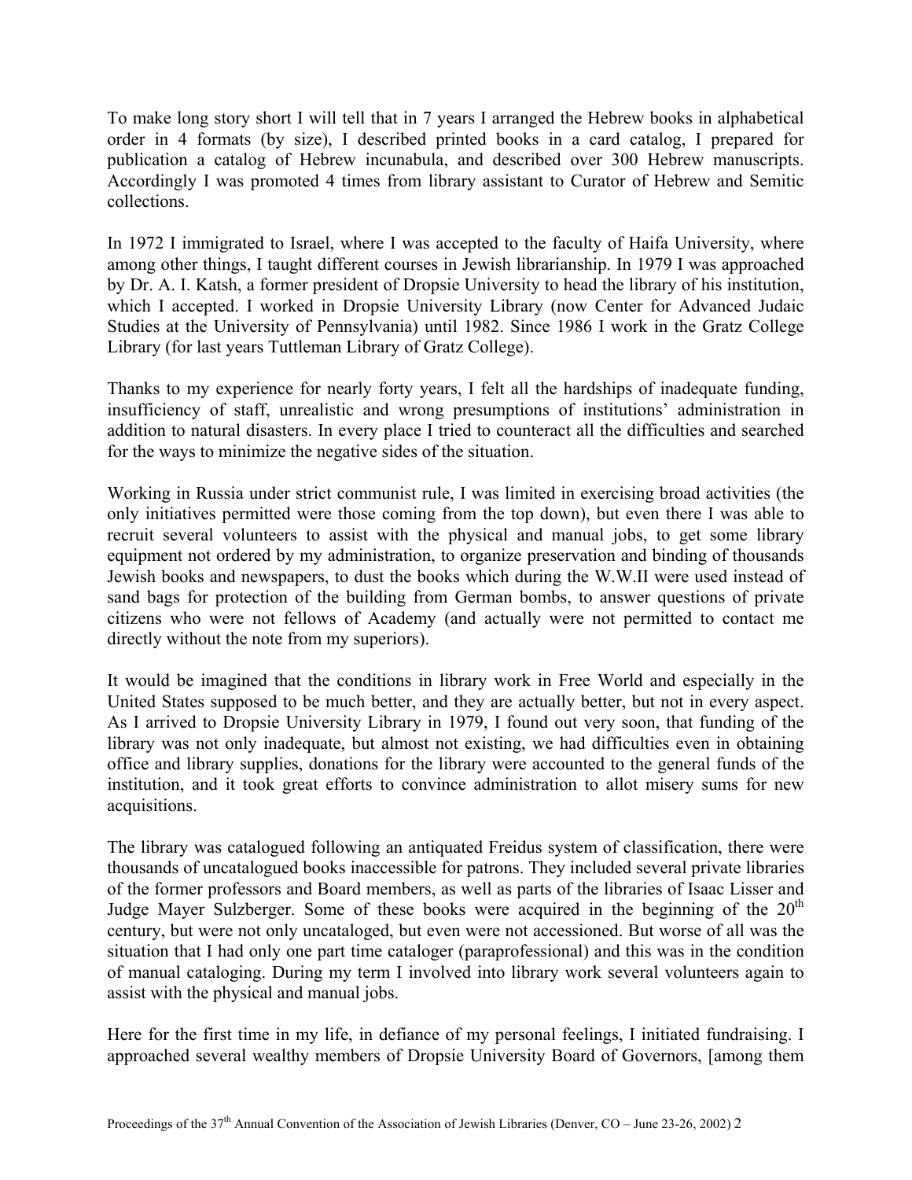To make long story short I will tell that in 7 years I arranged the Hebrew books in alphabetical order in 4 formats (by size), I described printed books in a card catalog, I prepared for publication a catalog of Hebrew incunabula, and described over 300 Hebrew manuscripts. Accordingly I was promoted 4 times from library assistant to Curator of Hebrew and Semitic collections.

In 1972 I immigrated to Israel, where I was accepted to the faculty of Haifa University, where among other things, I taught different courses in Jewish librarianship. In 1979 I was approached by Dr. A. I. Katsh, a former president of Dropsie University to head the library of his institution, which I accepted. I worked in Dropsie University Library (now Center for Advanced Judaic Studies at the University of Pennsylvania) until 1982. Since 1986 I work in the Gratz College Library (for last years Tuttleman Library of Gratz College).

Thanks to my experience for nearly forty years, I felt all the hardships of inadequate funding, insufficiency of staff, unrealistic and wrong presumptions of institutions' administration in addition to natural disasters. In every place I tried to counteract all the difficulties and searched for the ways to minimize the negative sides of the situation.

Working in Russia under strict communist rule, I was limited in exercising broad activities (the only initiatives permitted were those coming from the top down), but even there I was able to recruit several volunteers to assist with the physical and manual jobs, to get some library equipment not ordered by my administration, to organize preservation and binding of thousands Jewish books and newspapers, to dust the books which during the W.W.II were used instead of sand bags for protection of the building from German bombs, to answer questions of private citizens who were not fellows of Academy (and actually were not permitted to contact me directly without the note from my superiors).

It would be imagined that the conditions in library work in Free World and especially in the United States supposed to be much better, and they are actually better, but not in every aspect. As I arrived to Dropsie University Library in 1979, I found out very soon, that funding of the library was not only inadequate, but almost not existing, we had difficulties even in obtaining office and library supplies, donations for the library were accounted to the general funds of the institution, and it took great efforts to convince administration to allot misery sums for new acquisitions.

The library was catalogued following an antiquated Freidus system of classification, there were thousands of uncatalogued books inaccessible for patrons. They included several private libraries of the former professors and Board members, as well as parts of the libraries of Isaac Lisser and Judge Mayer Sulzberger. Some of these books were acquired in the beginning of the 20th century, but were not only uncataloged, but even were not accessioned. But worse of all was the situation that I had only one part time cataloger (paraprofessional) and this was in the condition of manual cataloging. During my term I involved into library work several volunteers again to assist with the physical and manual jobs.

Here for the first time in my life, in defiance of my personal feelings, I initiated fundraising. I approached several wealthy members of Dropsie University Board of Governors, [among them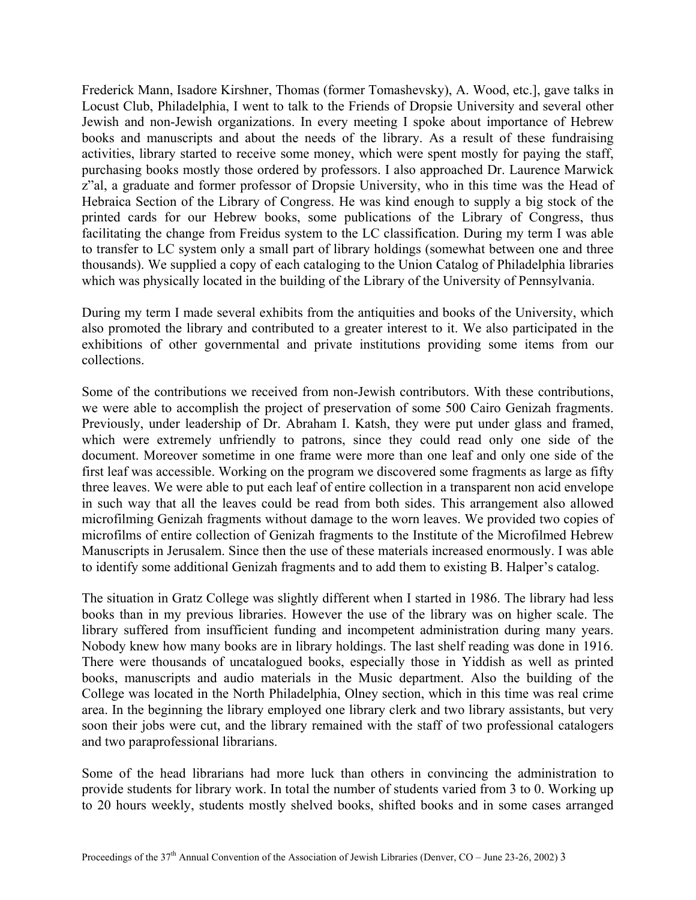Frederick Mann, Isadore Kirshner, Thomas (former Tomashevsky), A. Wood, etc.], gave talks in Locust Club, Philadelphia, I went to talk to the Friends of Dropsie University and several other Jewish and non-Jewish organizations. In every meeting I spoke about importance of Hebrew books and manuscripts and about the needs of the library. As a result of these fundraising activities, library started to receive some money, which were spent mostly for paying the staff, purchasing books mostly those ordered by professors. I also approached Dr. Laurence Marwick z"al, a graduate and former professor of Dropsie University, who in this time was the Head of Hebraica Section of the Library of Congress. He was kind enough to supply a big stock of the printed cards for our Hebrew books, some publications of the Library of Congress, thus facilitating the change from Freidus system to the LC classification. During my term I was able to transfer to LC system only a small part of library holdings (somewhat between one and three thousands). We supplied a copy of each cataloging to the Union Catalog of Philadelphia libraries which was physically located in the building of the Library of the University of Pennsylvania.

During my term I made several exhibits from the antiquities and books of the University, which also promoted the library and contributed to a greater interest to it. We also participated in the exhibitions of other governmental and private institutions providing some items from our collections.

Some of the contributions we received from non-Jewish contributors. With these contributions, we were able to accomplish the project of preservation of some 500 Cairo Genizah fragments. Previously, under leadership of Dr. Abraham I. Katsh, they were put under glass and framed, which were extremely unfriendly to patrons, since they could read only one side of the document. Moreover sometime in one frame were more than one leaf and only one side of the first leaf was accessible. Working on the program we discovered some fragments as large as fifty three leaves. We were able to put each leaf of entire collection in a transparent non acid envelope in such way that all the leaves could be read from both sides. This arrangement also allowed microfilming Genizah fragments without damage to the worn leaves. We provided two copies of microfilms of entire collection of Genizah fragments to the Institute of the Microfilmed Hebrew Manuscripts in Jerusalem. Since then the use of these materials increased enormously. I was able to identify some additional Genizah fragments and to add them to existing B. Halper's catalog.

The situation in Gratz College was slightly different when I started in 1986. The library had less books than in my previous libraries. However the use of the library was on higher scale. The library suffered from insufficient funding and incompetent administration during many years. Nobody knew how many books are in library holdings. The last shelf reading was done in 1916. There were thousands of uncatalogued books, especially those in Yiddish as well as printed books, manuscripts and audio materials in the Music department. Also the building of the College was located in the North Philadelphia, Olney section, which in this time was real crime area. In the beginning the library employed one library clerk and two library assistants, but very soon their jobs were cut, and the library remained with the staff of two professional catalogers and two paraprofessional librarians.

Some of the head librarians had more luck than others in convincing the administration to provide students for library work. In total the number of students varied from 3 to 0. Working up to 20 hours weekly, students mostly shelved books, shifted books and in some cases arranged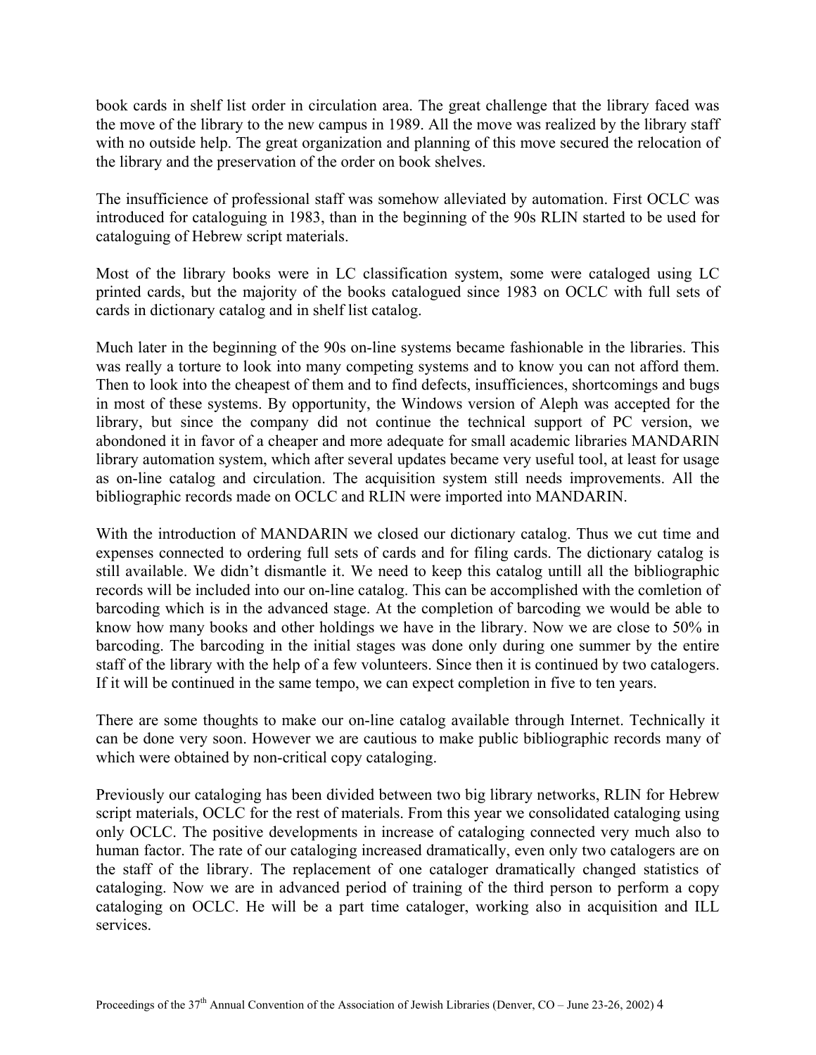book cards in shelf list order in circulation area. The great challenge that the library faced was the move of the library to the new campus in 1989. All the move was realized by the library staff with no outside help. The great organization and planning of this move secured the relocation of the library and the preservation of the order on book shelves.

The insufficience of professional staff was somehow alleviated by automation. First OCLC was introduced for cataloguing in 1983, than in the beginning of the 90s RLIN started to be used for cataloguing of Hebrew script materials.

Most of the library books were in LC classification system, some were cataloged using LC printed cards, but the majority of the books catalogued since 1983 on OCLC with full sets of cards in dictionary catalog and in shelf list catalog.

Much later in the beginning of the 90s on-line systems became fashionable in the libraries. This was really a torture to look into many competing systems and to know you can not afford them. Then to look into the cheapest of them and to find defects, insufficiences, shortcomings and bugs in most of these systems. By opportunity, the Windows version of Aleph was accepted for the library, but since the company did not continue the technical support of PC version, we abondoned it in favor of a cheaper and more adequate for small academic libraries MANDARIN library automation system, which after several updates became very useful tool, at least for usage as on-line catalog and circulation. The acquisition system still needs improvements. All the bibliographic records made on OCLC and RLIN were imported into MANDARIN.

With the introduction of MANDARIN we closed our dictionary catalog. Thus we cut time and expenses connected to ordering full sets of cards and for filing cards. The dictionary catalog is still available. We didn't dismantle it. We need to keep this catalog untill all the bibliographic records will be included into our on-line catalog. This can be accomplished with the comletion of barcoding which is in the advanced stage. At the completion of barcoding we would be able to know how many books and other holdings we have in the library. Now we are close to 50% in barcoding. The barcoding in the initial stages was done only during one summer by the entire staff of the library with the help of a few volunteers. Since then it is continued by two catalogers. If it will be continued in the same tempo, we can expect completion in five to ten years.

There are some thoughts to make our on-line catalog available through Internet. Technically it can be done very soon. However we are cautious to make public bibliographic records many of which were obtained by non-critical copy cataloging.

Previously our cataloging has been divided between two big library networks, RLIN for Hebrew script materials, OCLC for the rest of materials. From this year we consolidated cataloging using only OCLC. The positive developments in increase of cataloging connected very much also to human factor. The rate of our cataloging increased dramatically, even only two catalogers are on the staff of the library. The replacement of one cataloger dramatically changed statistics of cataloging. Now we are in advanced period of training of the third person to perform a copy cataloging on OCLC. He will be a part time cataloger, working also in acquisition and ILL services.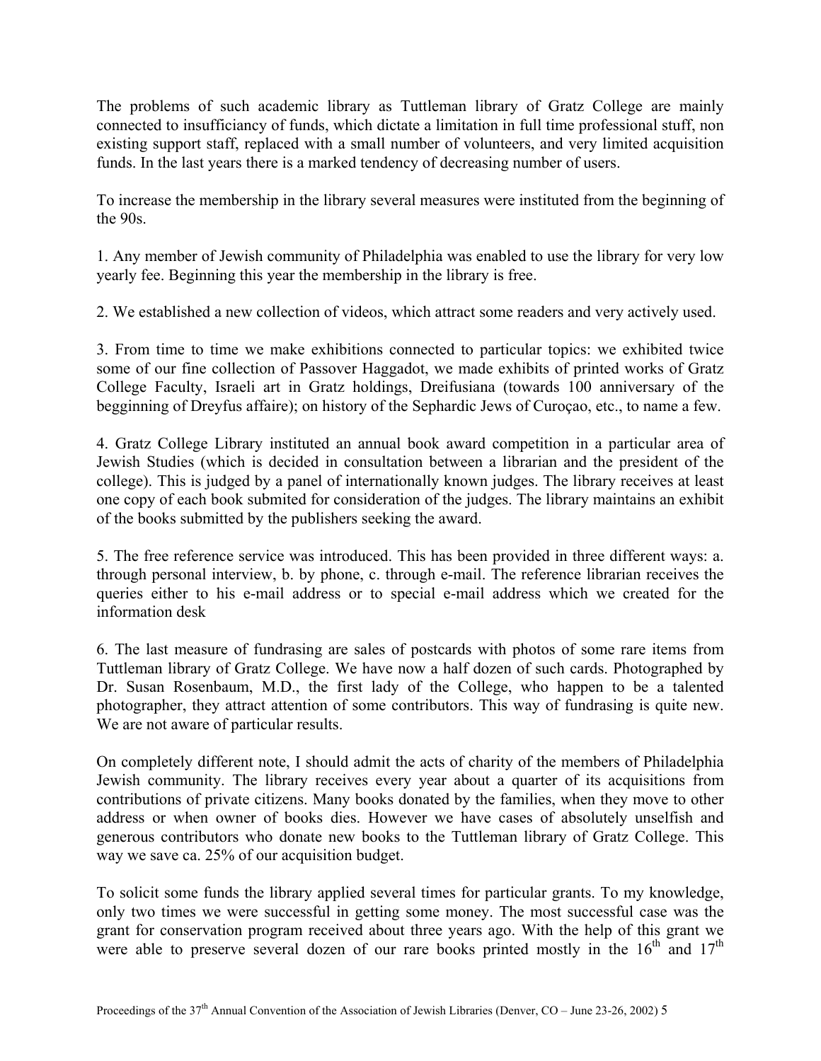The problems of such academic library as Tuttleman library of Gratz College are mainly connected to insufficiancy of funds, which dictate a limitation in full time professional stuff, non existing support staff, replaced with a small number of volunteers, and very limited acquisition funds. In the last years there is a marked tendency of decreasing number of users.

To increase the membership in the library several measures were instituted from the beginning of the 90s.

1. Any member of Jewish community of Philadelphia was enabled to use the library for very low yearly fee. Beginning this year the membership in the library is free.

2. We established a new collection of videos, which attract some readers and very actively used.

3. From time to time we make exhibitions connected to particular topics: we exhibited twice some of our fine collection of Passover Haggadot, we made exhibits of printed works of Gratz College Faculty, Israeli art in Gratz holdings, Dreifusiana (towards 100 anniversary of the beggining of Dreyfus affaire); on history of the Sephardic Jews of Curoçao, etc., to name a few.

4. Gratz College Library instituted an annual book award competition in a particular area of Jewish Studies (which is decided in consultation between a librarian and the president of the college). This is judged by a panel of internationally known judges. The library receives at least one copy of each book submited for consideration of the judges. The library maintains an exhibit of the books submitted by the publishers seeking the award.

5. The free reference service was introduced. This has been provided in three different ways: a. through personal interview, b. by phone, c. through e-mail. The reference librarian receives the queries either to his e-mail address or to special e-mail address which we created for the information desk

6. The last measure of fundrasing are sales of postcards with photos of some rare items from Tuttleman library of Gratz College. We have now a half dozen of such cards. Photographed by Dr. Susan Rosenbaum, M.D., the first lady of the College, who happen to be a talented photographer, they attract attention of some contributors. This way of fundrasing is quite new. We are not aware of particular results.

On completely different note, I should admit the acts of charity of the members of Philadelphia Jewish community. The library receives every year about a quarter of its acquisitions from contributions of private citizens. Many books donated by the families, when they move to other address or when owner of books dies. However we have cases of absolutely unselfish and generous contributors who donate new books to the Tuttleman library of Gratz College. This way we save ca. 25% of our acquisition budget.

To solicit some funds the library applied several times for particular grants. To my knowledge, only two times we were successful in getting some money. The most successful case was the grant for conservation program received about three years ago. With the help of this grant we were able to preserve several dozen of our rare books printed mostly in the 16th and 17th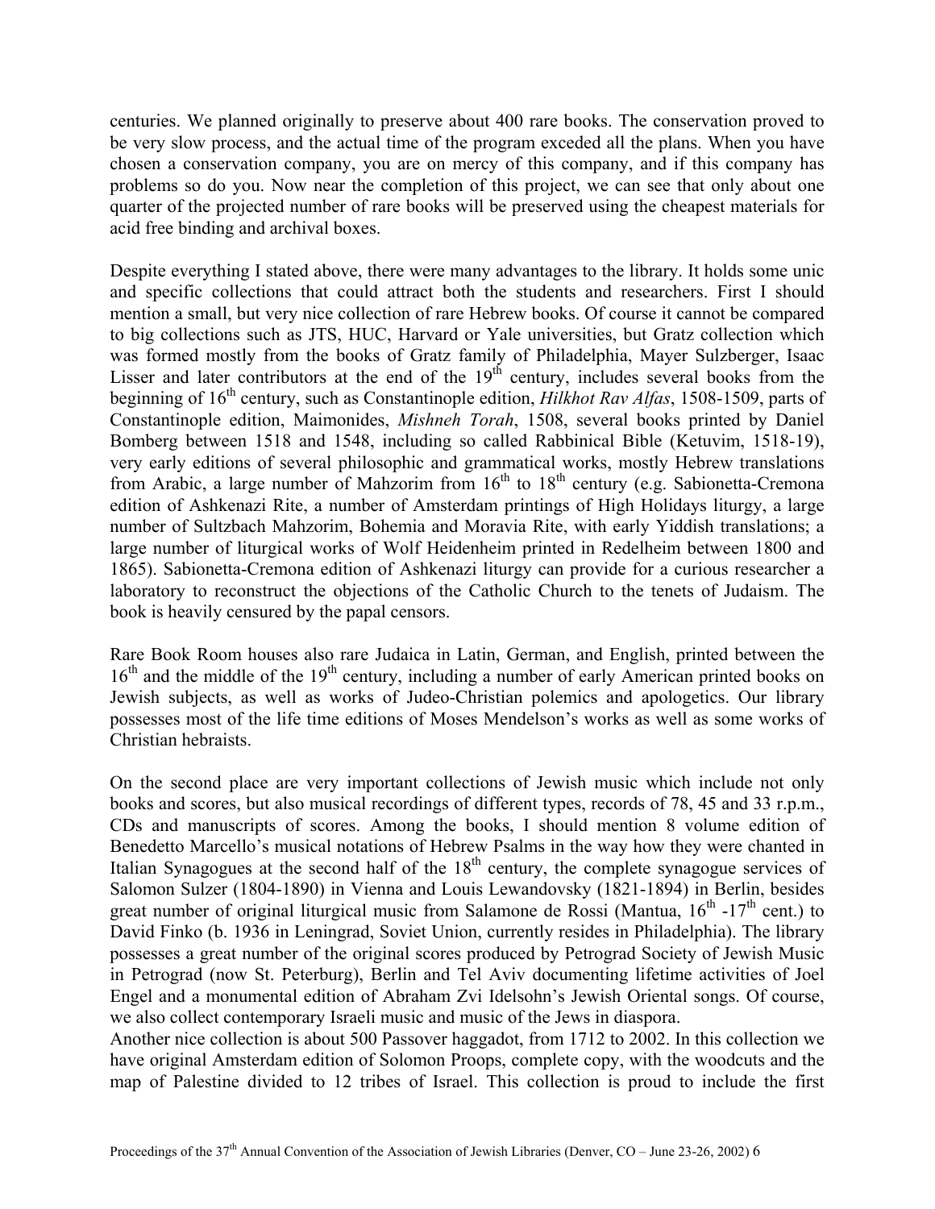centuries. We planned originally to preserve about 400 rare books. The conservation proved to be very slow process, and the actual time of the program exceded all the plans. When you have chosen a conservation company, you are on mercy of this company, and if this company has problems so do you. Now near the completion of this project, we can see that only about one quarter of the projected number of rare books will be preserved using the cheapest materials for acid free binding and archival boxes.

Despite everything I stated above, there were many advantages to the library. It holds some unic and specific collections that could attract both the students and researchers. First I should mention a small, but very nice collection of rare Hebrew books. Of course it cannot be compared to big collections such as JTS, HUC, Harvard or Yale universities, but Gratz collection which was formed mostly from the books of Gratz family of Philadelphia, Mayer Sulzberger, Isaac Lisser and later contributors at the end of the 19th century, includes several books from the beginning of 16th century, such as Constantinople edition, *Hilkhot Rav Alfas*, 1508-1509, parts of Constantinople edition, Maimonides, *Mishneh Torah*, 1508, several books printed by Daniel Bomberg between 1518 and 1548, including so called Rabbinical Bible (Ketuvim, 1518-19), very early editions of several philosophic and grammatical works, mostly Hebrew translations from Arabic, a large number of Mahzorim from 16th to 18th century (e.g. Sabionetta-Cremona edition of Ashkenazi Rite, a number of Amsterdam printings of High Holidays liturgy, a large number of Sultzbach Mahzorim, Bohemia and Moravia Rite, with early Yiddish translations; a large number of liturgical works of Wolf Heidenheim printed in Redelheim between 1800 and 1865). Sabionetta-Cremona edition of Ashkenazi liturgy can provide for a curious researcher a laboratory to reconstruct the objections of the Catholic Church to the tenets of Judaism. The book is heavily censured by the papal censors.

Rare Book Room houses also rare Judaica in Latin, German, and English, printed between the 16th and the middle of the 19th century, including a number of early American printed books on Jewish subjects, as well as works of Judeo-Christian polemics and apologetics. Our library possesses most of the life time editions of Moses Mendelson's works as well as some works of Christian hebraists.

On the second place are very important collections of Jewish music which include not only books and scores, but also musical recordings of different types, records of 78, 45 and 33 r.p.m., CDs and manuscripts of scores. Among the books, I should mention 8 volume edition of Benedetto Marcello's musical notations of Hebrew Psalms in the way how they were chanted in Italian Synagogues at the second half of the 18th century, the complete synagogue services of Salomon Sulzer (1804-1890) in Vienna and Louis Lewandovsky (1821-1894) in Berlin, besides great number of original liturgical music from Salamone de Rossi (Mantua, 16th -17th cent.) to David Finko (b. 1936 in Leningrad, Soviet Union, currently resides in Philadelphia). The library possesses a great number of the original scores produced by Petrograd Society of Jewish Music in Petrograd (now St. Peterburg), Berlin and Tel Aviv documenting lifetime activities of Joel Engel and a monumental edition of Abraham Zvi Idelsohn's Jewish Oriental songs. Of course, we also collect contemporary Israeli music and music of the Jews in diaspora.

Another nice collection is about 500 Passover haggadot, from 1712 to 2002. In this collection we have original Amsterdam edition of Solomon Proops, complete copy, with the woodcuts and the map of Palestine divided to 12 tribes of Israel. This collection is proud to include the first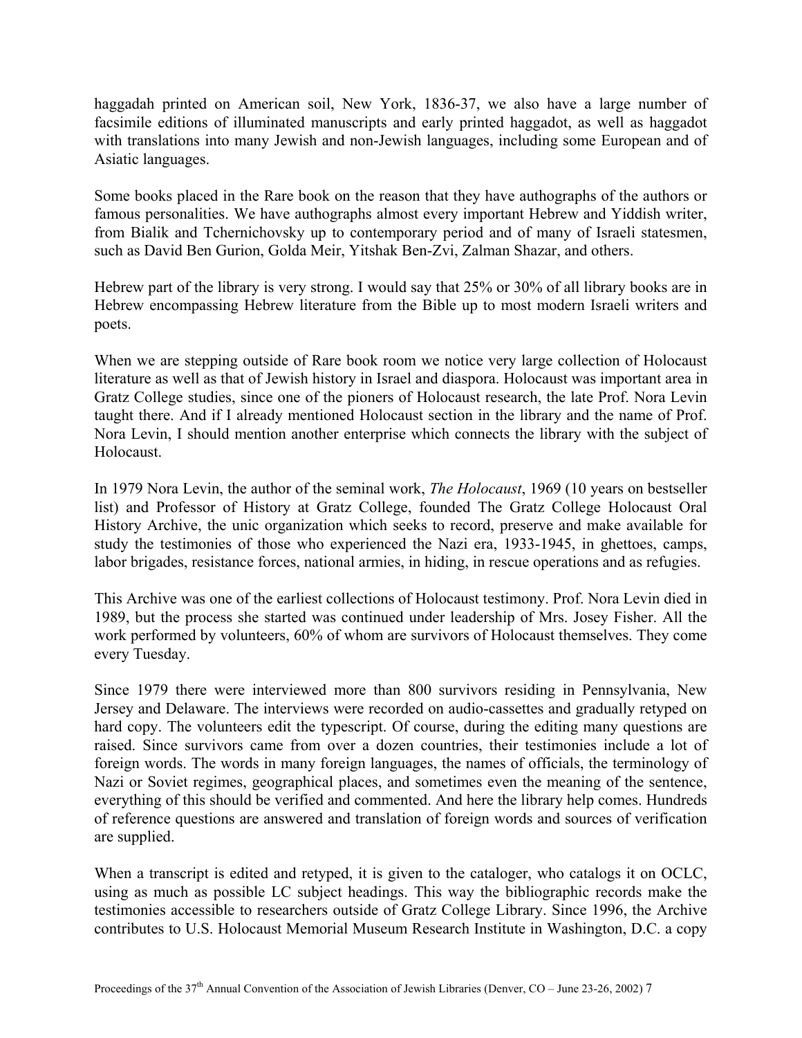haggadah printed on American soil, New York, 1836-37, we also have a large number of facsimile editions of illuminated manuscripts and early printed haggadot, as well as haggadot with translations into many Jewish and non-Jewish languages, including some European and of Asiatic languages.

Some books placed in the Rare book on the reason that they have authographs of the authors or famous personalities. We have authographs almost every important Hebrew and Yiddish writer, from Bialik and Tchernichovsky up to contemporary period and of many of Israeli statesmen, such as David Ben Gurion, Golda Meir, Yitshak Ben-Zvi, Zalman Shazar, and others.

Hebrew part of the library is very strong. I would say that 25% or 30% of all library books are in Hebrew encompassing Hebrew literature from the Bible up to most modern Israeli writers and poets.

When we are stepping outside of Rare book room we notice very large collection of Holocaust literature as well as that of Jewish history in Israel and diaspora. Holocaust was important area in Gratz College studies, since one of the pioners of Holocaust research, the late Prof. Nora Levin taught there. And if I already mentioned Holocaust section in the library and the name of Prof. Nora Levin, I should mention another enterprise which connects the library with the subject of Holocaust.

In 1979 Nora Levin, the author of the seminal work, *The Holocaust*, 1969 (10 years on bestseller list) and Professor of History at Gratz College, founded The Gratz College Holocaust Oral History Archive, the unic organization which seeks to record, preserve and make available for study the testimonies of those who experienced the Nazi era, 1933-1945, in ghettoes, camps, labor brigades, resistance forces, national armies, in hiding, in rescue operations and as refugies.

This Archive was one of the earliest collections of Holocaust testimony. Prof. Nora Levin died in 1989, but the process she started was continued under leadership of Mrs. Josey Fisher. All the work performed by volunteers, 60% of whom are survivors of Holocaust themselves. They come every Tuesday.

Since 1979 there were interviewed more than 800 survivors residing in Pennsylvania, New Jersey and Delaware. The interviews were recorded on audio-cassettes and gradually retyped on hard copy. The volunteers edit the typescript. Of course, during the editing many questions are raised. Since survivors came from over a dozen countries, their testimonies include a lot of foreign words. The words in many foreign languages, the names of officials, the terminology of Nazi or Soviet regimes, geographical places, and sometimes even the meaning of the sentence, everything of this should be verified and commented. And here the library help comes. Hundreds of reference questions are answered and translation of foreign words and sources of verification are supplied.

When a transcript is edited and retyped, it is given to the cataloger, who catalogs it on OCLC, using as much as possible LC subject headings. This way the bibliographic records make the testimonies accessible to researchers outside of Gratz College Library. Since 1996, the Archive contributes to U.S. Holocaust Memorial Museum Research Institute in Washington, D.C. a copy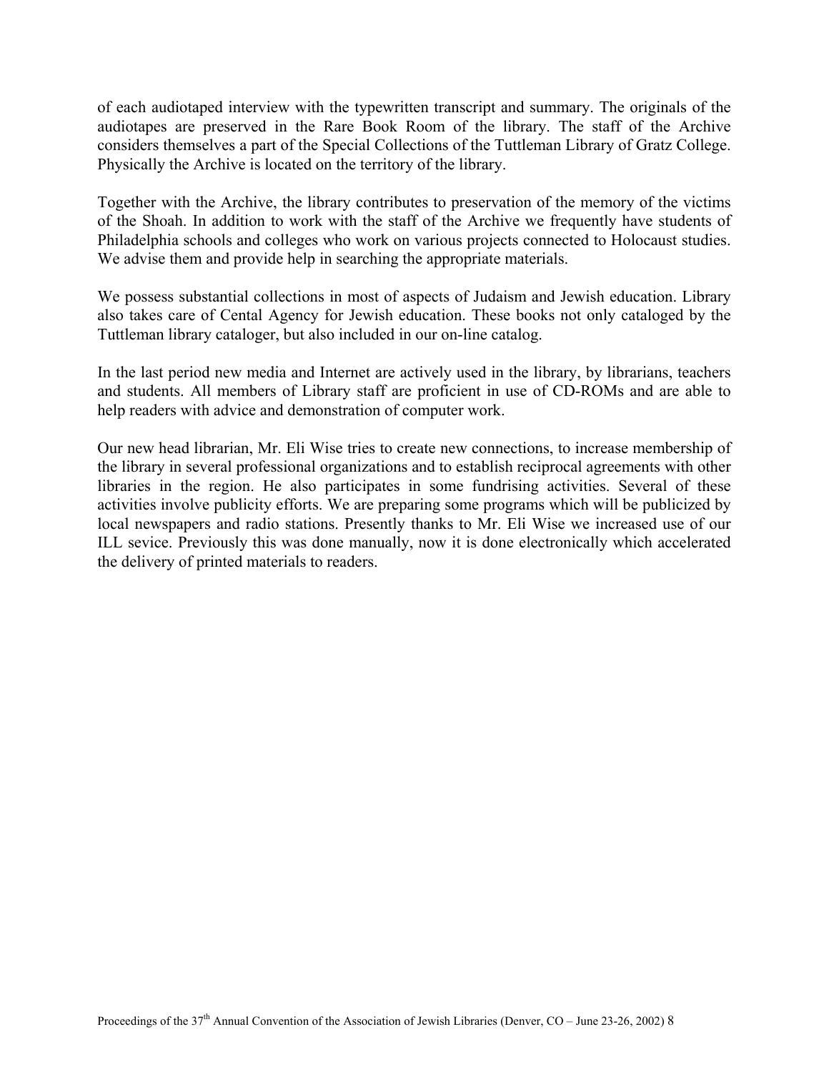of each audiotaped interview with the typewritten transcript and summary. The originals of the audiotapes are preserved in the Rare Book Room of the library. The staff of the Archive considers themselves a part of the Special Collections of the Tuttleman Library of Gratz College. Physically the Archive is located on the territory of the library.

Together with the Archive, the library contributes to preservation of the memory of the victims of the Shoah. In addition to work with the staff of the Archive we frequently have students of Philadelphia schools and colleges who work on various projects connected to Holocaust studies. We advise them and provide help in searching the appropriate materials.

We possess substantial collections in most of aspects of Judaism and Jewish education. Library also takes care of Cental Agency for Jewish education. These books not only cataloged by the Tuttleman library cataloger, but also included in our on-line catalog.

In the last period new media and Internet are actively used in the library, by librarians, teachers and students. All members of Library staff are proficient in use of CD-ROMs and are able to help readers with advice and demonstration of computer work.

Our new head librarian, Mr. Eli Wise tries to create new connections, to increase membership of the library in several professional organizations and to establish reciprocal agreements with other libraries in the region. He also participates in some fundrising activities. Several of these activities involve publicity efforts. We are preparing some programs which will be publicized by local newspapers and radio stations. Presently thanks to Mr. Eli Wise we increased use of our ILL sevice. Previously this was done manually, now it is done electronically which accelerated the delivery of printed materials to readers.